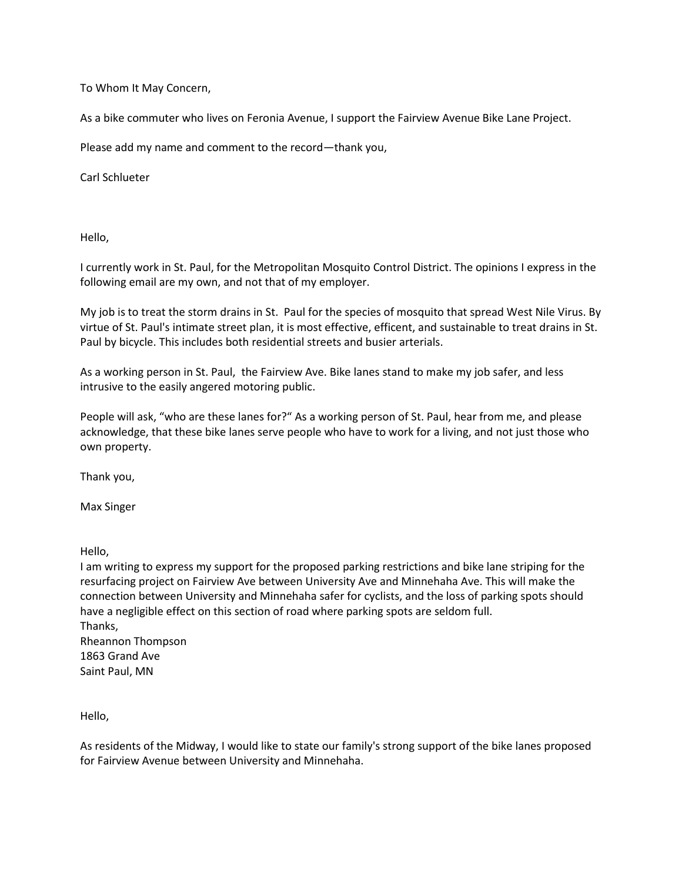To Whom It May Concern,

As a bike commuter who lives on Feronia Avenue, I support the Fairview Avenue Bike Lane Project.

Please add my name and comment to the record—thank you,

Carl Schlueter

Hello,

I currently work in St. Paul, for the Metropolitan Mosquito Control District. The opinions I express in the following email are my own, and not that of my employer.

My job is to treat the storm drains in St.  Paul for the species of mosquito that spread West Nile Virus. By virtue of St. Paul's intimate street plan, it is most effective, efficent, and sustainable to treat drains in St. Paul by bicycle. This includes both residential streets and busier arterials.

As a working person in St. Paul,  the Fairview Ave. Bike lanes stand to make my job safer, and less intrusive to the easily angered motoring public.

People will ask, "who are these lanes for?" As a working person of St. Paul, hear from me, and please acknowledge, that these bike lanes serve people who have to work for a living, and not just those who own property.

Thank you,

Max Singer

Hello,
I am writing to express my support for the proposed parking restrictions and bike lane striping for the resurfacing project on Fairview Ave between University Ave and Minnehaha Ave. This will make the connection between University and Minnehaha safer for cyclists, and the loss of parking spots should have a negligible effect on this section of road where parking spots are seldom full.
Thanks,
Rheannon Thompson
1863 Grand Ave
Saint Paul, MN

Hello,

As residents of the Midway, I would like to state our family's strong support of the bike lanes proposed for Fairview Avenue between University and Minnehaha.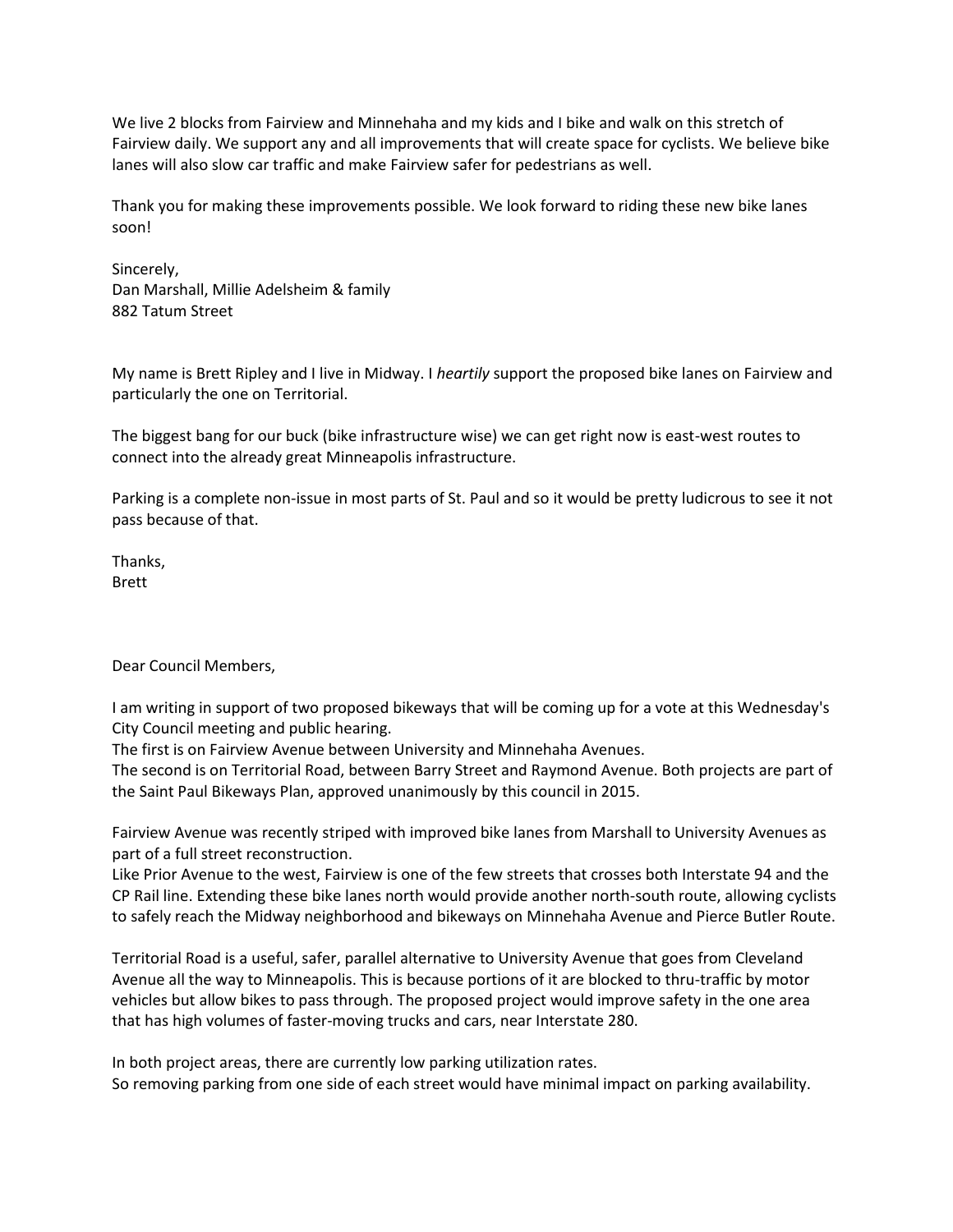We live 2 blocks from Fairview and Minnehaha and my kids and I bike and walk on this stretch of Fairview daily. We support any and all improvements that will create space for cyclists. We believe bike lanes will also slow car traffic and make Fairview safer for pedestrians as well.

Thank you for making these improvements possible. We look forward to riding these new bike lanes soon!

Sincerely,
Dan Marshall, Millie Adelsheim & family
882 Tatum Street

My name is Brett Ripley and I live in Midway. I *heartily* support the proposed bike lanes on Fairview and particularly the one on Territorial.

The biggest bang for our buck (bike infrastructure wise) we can get right now is east-west routes to connect into the already great Minneapolis infrastructure.

Parking is a complete non-issue in most parts of St. Paul and so it would be pretty ludicrous to see it not pass because of that.

Thanks,
Brett

Dear Council Members,

I am writing in support of two proposed bikeways that will be coming up for a vote at this Wednesday's City Council meeting and public hearing.
The first is on Fairview Avenue between University and Minnehaha Avenues.
The second is on Territorial Road, between Barry Street and Raymond Avenue. Both projects are part of the Saint Paul Bikeways Plan, approved unanimously by this council in 2015.

Fairview Avenue was recently striped with improved bike lanes from Marshall to University Avenues as part of a full street reconstruction.
Like Prior Avenue to the west, Fairview is one of the few streets that crosses both Interstate 94 and the CP Rail line. Extending these bike lanes north would provide another north-south route, allowing cyclists to safely reach the Midway neighborhood and bikeways on Minnehaha Avenue and Pierce Butler Route.

Territorial Road is a useful, safer, parallel alternative to University Avenue that goes from Cleveland Avenue all the way to Minneapolis. This is because portions of it are blocked to thru-traffic by motor vehicles but allow bikes to pass through. The proposed project would improve safety in the one area that has high volumes of faster-moving trucks and cars, near Interstate 280.

In both project areas, there are currently low parking utilization rates.
So removing parking from one side of each street would have minimal impact on parking availability.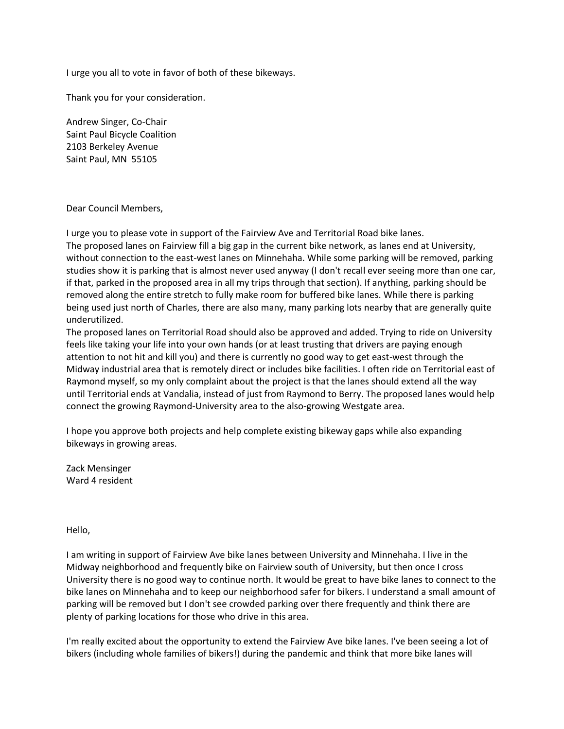I urge you all to vote in favor of both of these bikeways.

Thank you for your consideration.

Andrew Singer, Co-Chair
Saint Paul Bicycle Coalition
2103 Berkeley Avenue
Saint Paul, MN 55105

Dear Council Members,

I urge you to please vote in support of the Fairview Ave and Territorial Road bike lanes.
The proposed lanes on Fairview fill a big gap in the current bike network, as lanes end at University, without connection to the east-west lanes on Minnehaha. While some parking will be removed, parking studies show it is parking that is almost never used anyway (I don't recall ever seeing more than one car, if that, parked in the proposed area in all my trips through that section). If anything, parking should be removed along the entire stretch to fully make room for buffered bike lanes. While there is parking being used just north of Charles, there are also many, many parking lots nearby that are generally quite underutilized.
The proposed lanes on Territorial Road should also be approved and added. Trying to ride on University feels like taking your life into your own hands (or at least trusting that drivers are paying enough attention to not hit and kill you) and there is currently no good way to get east-west through the Midway industrial area that is remotely direct or includes bike facilities. I often ride on Territorial east of Raymond myself, so my only complaint about the project is that the lanes should extend all the way until Territorial ends at Vandalia, instead of just from Raymond to Berry. The proposed lanes would help connect the growing Raymond-University area to the also-growing Westgate area.

I hope you approve both projects and help complete existing bikeway gaps while also expanding bikeways in growing areas.

Zack Mensinger
Ward 4 resident

Hello,

I am writing in support of Fairview Ave bike lanes between University and Minnehaha. I live in the Midway neighborhood and frequently bike on Fairview south of University, but then once I cross University there is no good way to continue north. It would be great to have bike lanes to connect to the bike lanes on Minnehaha and to keep our neighborhood safer for bikers. I understand a small amount of parking will be removed but I don't see crowded parking over there frequently and think there are plenty of parking locations for those who drive in this area.

I'm really excited about the opportunity to extend the Fairview Ave bike lanes. I've been seeing a lot of bikers (including whole families of bikers!) during the pandemic and think that more bike lanes will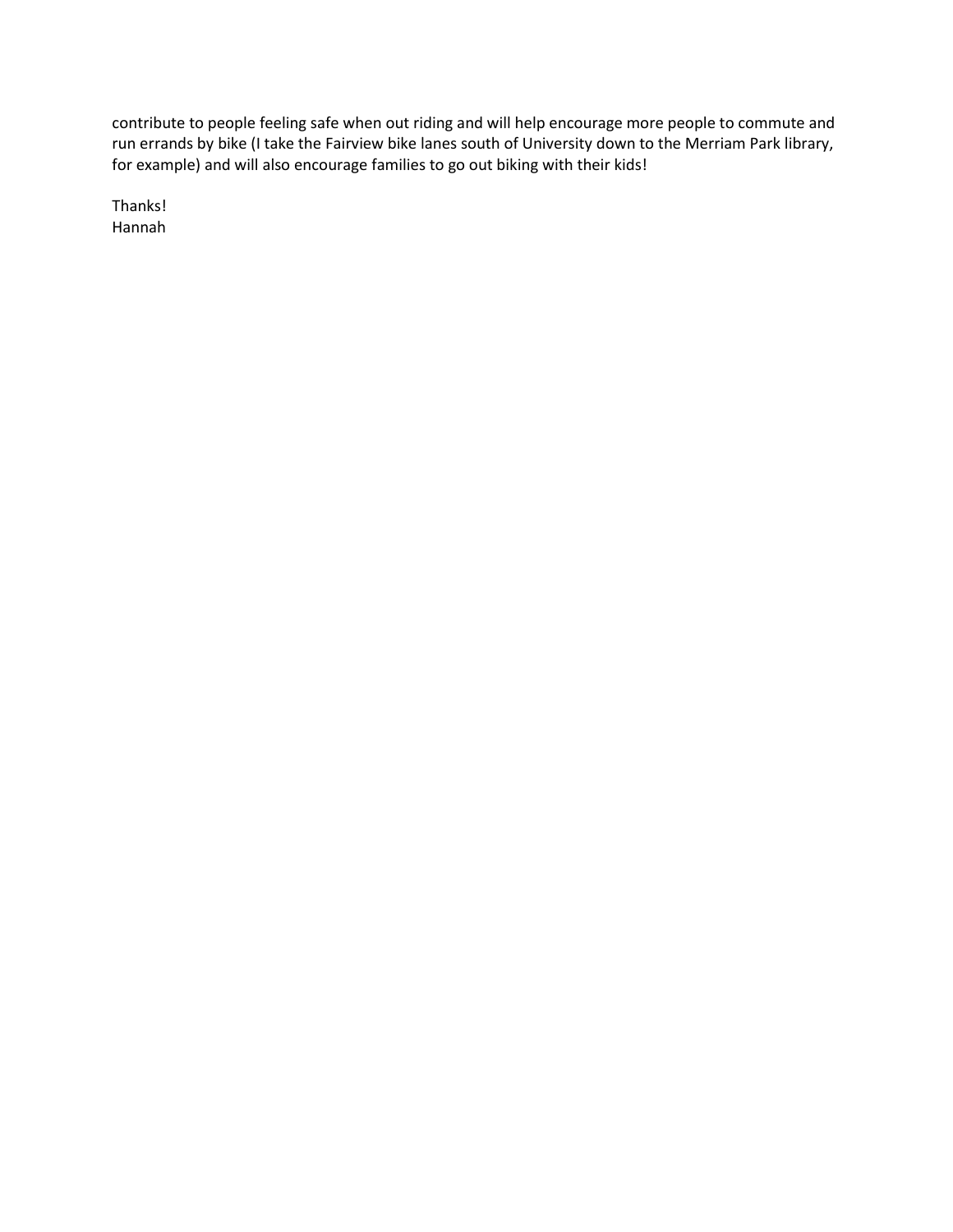contribute to people feeling safe when out riding and will help encourage more people to commute and run errands by bike (I take the Fairview bike lanes south of University down to the Merriam Park library, for example) and will also encourage families to go out biking with their kids!

Thanks!
Hannah